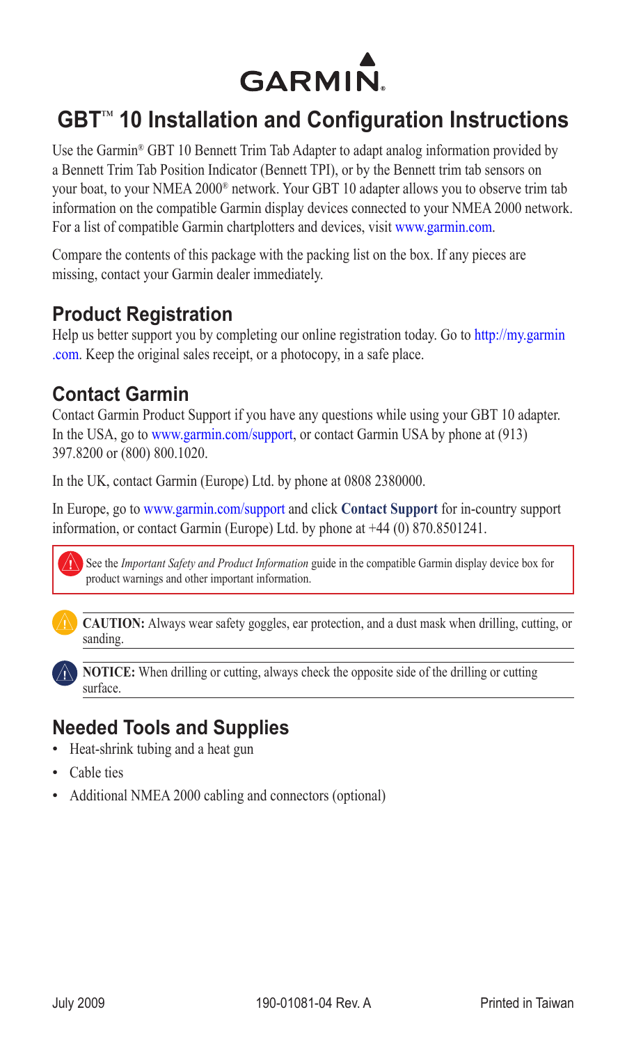# GBT™ 10 Installation and Configuration Instructions

Use the Garmin® GBT 10 Bennett Trim Tab Adapter to adapt analog information provided by a Bennett Trim Tab Position Indicator (Bennett TPI), or by the Bennett trim tab sensors on your boat, to your NMEA 2000® network. Your GBT 10 adapter allows you to observe trim tab information on the compatible Garmin display devices connected to your NMEA 2000 network. For a list of compatible Garmin chartplotters and devices, visit www.garmin.com.

Compare the contents of this package with the packing list on the box. If any pieces are missing, contact your Garmin dealer immediately.

## Product Registration

Help us better support you by completing our online registration today. Go to http://my.garmin.com. Keep the original sales receipt, or a photocopy, in a safe place.

## Contact Garmin

Contact Garmin Product Support if you have any questions while using your GBT 10 adapter. In the USA, go to www.garmin.com/support, or contact Garmin USA by phone at (913) 397.8200 or (800) 800.1020.

In the UK, contact Garmin (Europe) Ltd. by phone at 0808 2380000.

In Europe, go to www.garmin.com/support and click **Contact Support** for in-country support information, or contact Garmin (Europe) Ltd. by phone at +44 (0) 870.8501241.

See the *Important Safety and Product Information* guide in the compatible Garmin display device box for product warnings and other important information.

**CAUTION:** Always wear safety goggles, ear protection, and a dust mask when drilling, cutting, or sanding.

**NOTICE:** When drilling or cutting, always check the opposite side of the drilling or cutting surface.

## Needed Tools and Supplies

- Heat-shrink tubing and a heat gun
- Cable ties
- Additional NMEA 2000 cabling and connectors (optional)

July 2009 190-01081-04 Rev. A Printed in Taiwan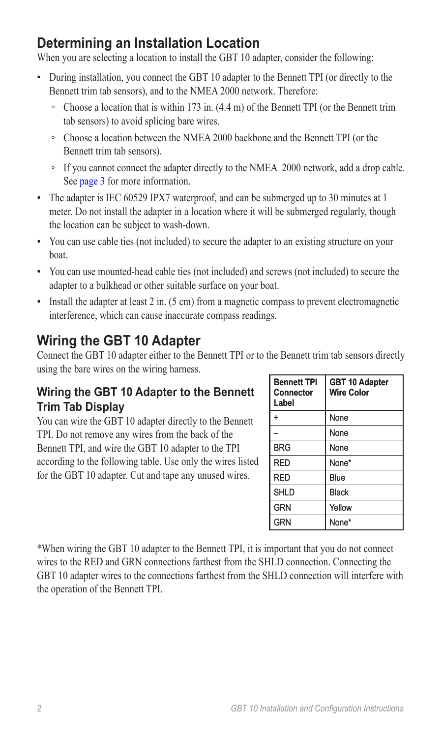## Determining an Installation Location

When you are selecting a location to install the GBT 10 adapter, consider the following:

- During installation, you connect the GBT 10 adapter to the Bennett TPI (or directly to the Bennett trim tab sensors), and to the NMEA 2000 network. Therefore:
    - Choose a location that is within 173 in. (4.4 m) of the Bennett TPI (or the Bennett trim tab sensors) to avoid splicing bare wires.
    - Choose a location between the NMEA 2000 backbone and the Bennett TPI (or the Bennett trim tab sensors).
    - If you cannot connect the adapter directly to the NMEA 2000 network, add a drop cable. See page 3 for more information.
- The adapter is IEC 60529 IPX7 waterproof, and can be submerged up to 30 minutes at 1 meter. Do not install the adapter in a location where it will be submerged regularly, though the location can be subject to wash-down.
- You can use cable ties (not included) to secure the adapter to an existing structure on your boat.
- You can use mounted-head cable ties (not included) and screws (not included) to secure the adapter to a bulkhead or other suitable surface on your boat.
- Install the adapter at least 2 in. (5 cm) from a magnetic compass to prevent electromagnetic interference, which can cause inaccurate compass readings.

## Wiring the GBT 10 Adapter

Connect the GBT 10 adapter either to the Bennett TPI or to the Bennett trim tab sensors directly using the bare wires on the wiring harness.

### Wiring the GBT 10 Adapter to the Bennett Trim Tab Display

You can wire the GBT 10 adapter directly to the Bennett TPI. Do not remove any wires from the back of the Bennett TPI, and wire the GBT 10 adapter to the TPI according to the following table. Use only the wires listed for the GBT 10 adapter. Cut and tape any unused wires.

| Bennett TPI Connector Label | GBT 10 Adapter Wire Color |
|---|---|
| + | None |
| – | None |
| BRG | None |
| RED | None* |
| RED | Blue |
| SHLD | Black |
| GRN | Yellow |
| GRN | None* |

*When wiring the GBT 10 adapter to the Bennett TPI, it is important that you do not connect wires to the RED and GRN connections farthest from the SHLD connection. Connecting the GBT 10 adapter wires to the connections farthest from the SHLD connection will interfere with the operation of the Bennett TPI.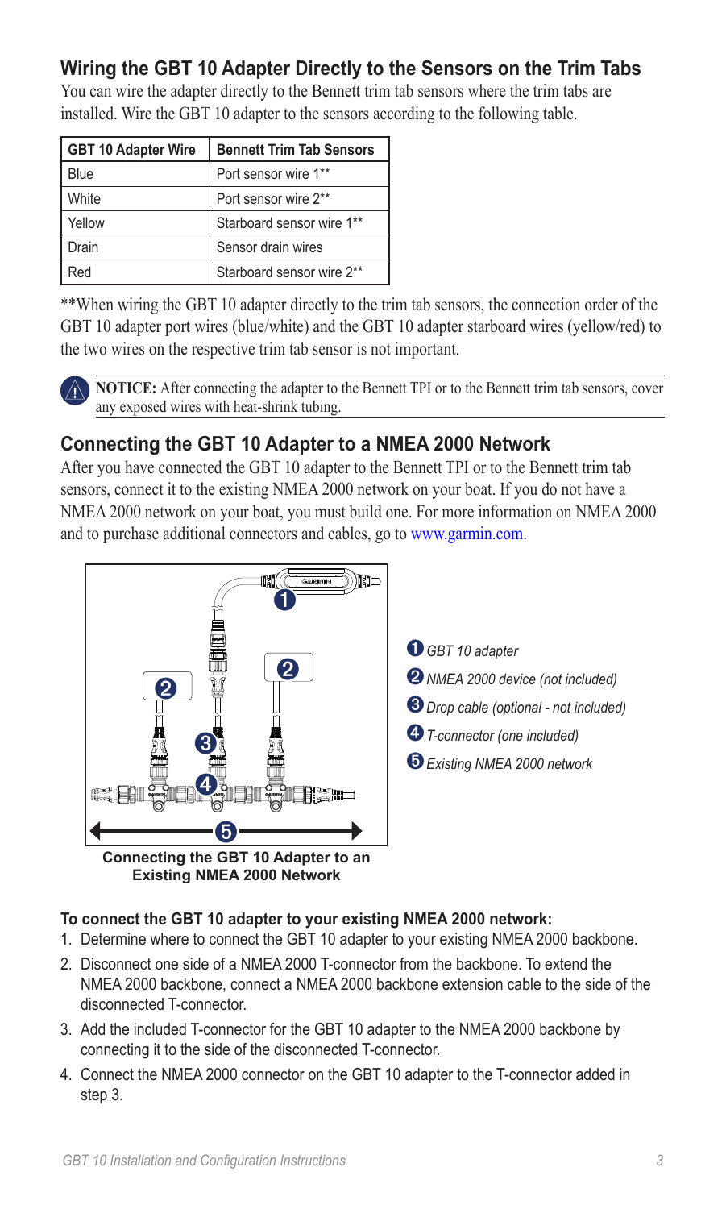## Wiring the GBT 10 Adapter Directly to the Sensors on the Trim Tabs

You can wire the adapter directly to the Bennett trim tab sensors where the trim tabs are installed. Wire the GBT 10 adapter to the sensors according to the following table.

| GBT 10 Adapter Wire | Bennett Trim Tab Sensors |
| --- | --- |
| Blue | Port sensor wire 1** |
| White | Port sensor wire 2** |
| Yellow | Starboard sensor wire 1** |
| Drain | Sensor drain wires |
| Red | Starboard sensor wire 2** |

**When wiring the GBT 10 adapter directly to the trim tab sensors, the connection order of the GBT 10 adapter port wires (blue/white) and the GBT 10 adapter starboard wires (yellow/red) to the two wires on the respective trim tab sensor is not important.

**NOTICE:** After connecting the adapter to the Bennett TPI or to the Bennett trim tab sensors, cover any exposed wires with heat-shrink tubing.

## Connecting the GBT 10 Adapter to a NMEA 2000 Network

After you have connected the GBT 10 adapter to the Bennett TPI or to the Bennett trim tab sensors, connect it to the existing NMEA 2000 network on your boat. If you do not have a NMEA 2000 network on your boat, you must build one. For more information on NMEA 2000 and to purchase additional connectors and cables, go to www.garmin.com.

1. *GBT 10 adapter*
2. *NMEA 2000 device (not included)*
3. *Drop cable (optional - not included)*
4. *T-connector (one included)*
5. *Existing NMEA 2000 network*

**Connecting the GBT 10 Adapter to an Existing NMEA 2000 Network**

**To connect the GBT 10 adapter to your existing NMEA 2000 network:**

1. Determine where to connect the GBT 10 adapter to your existing NMEA 2000 backbone.
2. Disconnect one side of a NMEA 2000 T-connector from the backbone. To extend the NMEA 2000 backbone, connect a NMEA 2000 backbone extension cable to the side of the disconnected T-connector.
3. Add the included T-connector for the GBT 10 adapter to the NMEA 2000 backbone by connecting it to the side of the disconnected T-connector.
4. Connect the NMEA 2000 connector on the GBT 10 adapter to the T-connector added in step 3.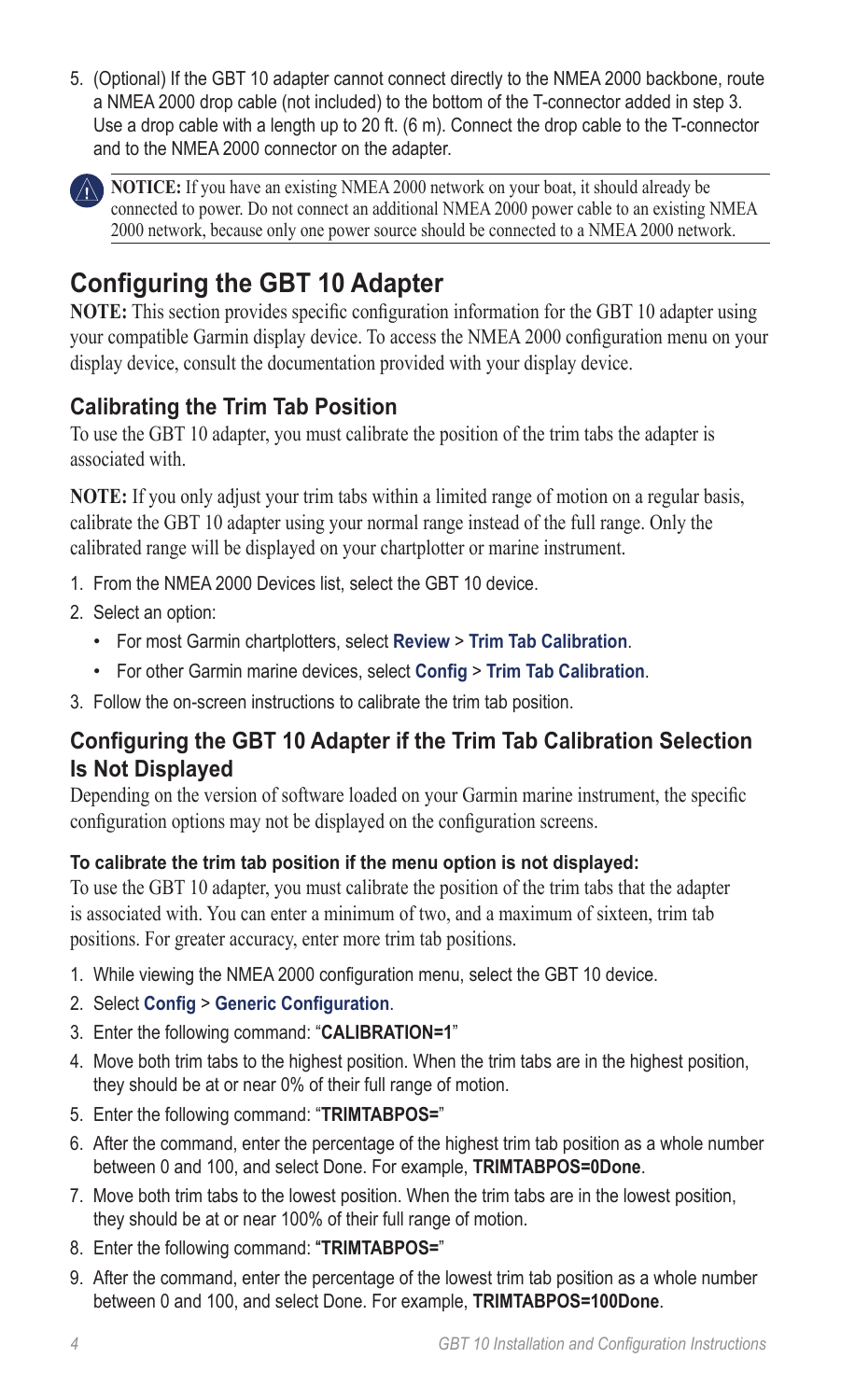5. (Optional) If the GBT 10 adapter cannot connect directly to the NMEA 2000 backbone, route a NMEA 2000 drop cable (not included) to the bottom of the T-connector added in step 3. Use a drop cable with a length up to 20 ft. (6 m). Connect the drop cable to the T-connector and to the NMEA 2000 connector on the adapter.

**NOTICE:** If you have an existing NMEA 2000 network on your boat, it should already be connected to power. Do not connect an additional NMEA 2000 power cable to an existing NMEA 2000 network, because only one power source should be connected to a NMEA 2000 network.

# Configuring the GBT 10 Adapter

**NOTE:** This section provides specific configuration information for the GBT 10 adapter using your compatible Garmin display device. To access the NMEA 2000 configuration menu on your display device, consult the documentation provided with your display device.

## Calibrating the Trim Tab Position

To use the GBT 10 adapter, you must calibrate the position of the trim tabs the adapter is associated with.

**NOTE:** If you only adjust your trim tabs within a limited range of motion on a regular basis, calibrate the GBT 10 adapter using your normal range instead of the full range. Only the calibrated range will be displayed on your chartplotter or marine instrument.

1. From the NMEA 2000 Devices list, select the GBT 10 device.
2. Select an option:
   - For most Garmin chartplotters, select **Review** > **Trim Tab Calibration**.
   - For other Garmin marine devices, select **Config** > **Trim Tab Calibration**.
3. Follow the on-screen instructions to calibrate the trim tab position.

## Configuring the GBT 10 Adapter if the Trim Tab Calibration Selection Is Not Displayed

Depending on the version of software loaded on your Garmin marine instrument, the specific configuration options may not be displayed on the configuration screens.

**To calibrate the trim tab position if the menu option is not displayed:**

To use the GBT 10 adapter, you must calibrate the position of the trim tabs that the adapter is associated with. You can enter a minimum of two, and a maximum of sixteen, trim tab positions. For greater accuracy, enter more trim tab positions.

1. While viewing the NMEA 2000 configuration menu, select the GBT 10 device.
2. Select **Config** > **Generic Configuration**.
3. Enter the following command: "**CALIBRATION=1**"
4. Move both trim tabs to the highest position. When the trim tabs are in the highest position, they should be at or near 0% of their full range of motion.
5. Enter the following command: "**TRIMTABPOS=**"
6. After the command, enter the percentage of the highest trim tab position as a whole number between 0 and 100, and select Done. For example, **TRIMTABPOS=0Done**.
7. Move both trim tabs to the lowest position. When the trim tabs are in the lowest position, they should be at or near 100% of their full range of motion.
8. Enter the following command: "**TRIMTABPOS=**"
9. After the command, enter the percentage of the lowest trim tab position as a whole number between 0 and 100, and select Done. For example, **TRIMTABPOS=100Done**.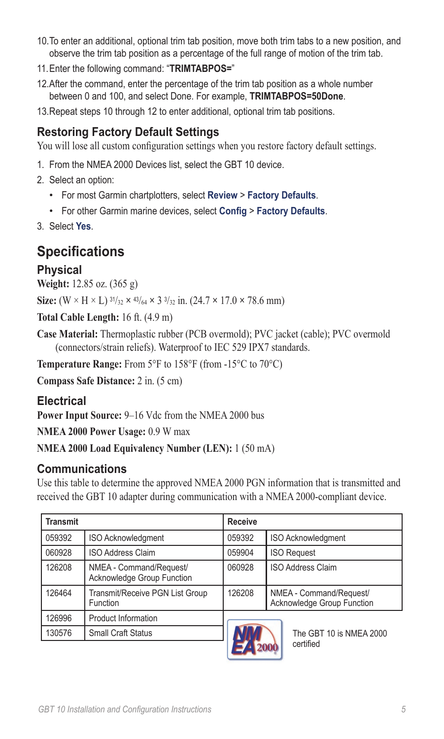10. To enter an additional, optional trim tab position, move both trim tabs to a new position, and observe the trim tab position as a percentage of the full range of motion of the trim tab.
11. Enter the following command: "**TRIMTABPOS=**"
12. After the command, enter the percentage of the trim tab position as a whole number between 0 and 100, and select Done. For example, **TRIMTABPOS=50Done**.
13. Repeat steps 10 through 12 to enter additional, optional trim tab positions.

### Restoring Factory Default Settings

You will lose all custom configuration settings when you restore factory default settings.

1. From the NMEA 2000 Devices list, select the GBT 10 device.
2. Select an option:
   - For most Garmin chartplotters, select **Review** > **Factory Defaults**.
   - For other Garmin marine devices, select **Config** > **Factory Defaults**.
3. Select **Yes**.

## Specifications

### Physical

**Weight:** 12.85 oz. (365 g)

**Size:** (W × H × L) $^{31}/_{32}$ × $^{43}/_{64}$ × 3 $^{3}/_{32}$ in. (24.7 × 17.0 × 78.6 mm)

**Total Cable Length:** 16 ft. (4.9 m)

**Case Material:** Thermoplastic rubber (PCB overmold); PVC jacket (cable); PVC overmold (connectors/strain reliefs). Waterproof to IEC 529 IPX7 standards.

**Temperature Range:** From 5°F to 158°F (from -15°C to 70°C)

**Compass Safe Distance:** 2 in. (5 cm)

### Electrical

**Power Input Source:** 9–16 Vdc from the NMEA 2000 bus

**NMEA 2000 Power Usage:** 0.9 W max

**NMEA 2000 Load Equivalency Number (LEN):** 1 (50 mA)

### Communications

Use this table to determine the approved NMEA 2000 PGN information that is transmitted and received the GBT 10 adapter during communication with a NMEA 2000-compliant device.

| Transmit | | Receive | |
|---|---|---|---|
| 059392 | ISO Acknowledgment | 059392 | ISO Acknowledgment |
| 060928 | ISO Address Claim | 059904 | ISO Request |
| 126208 | NMEA - Command/Request/ Acknowledge Group Function | 060928 | ISO Address Claim |
| 126464 | Transmit/Receive PGN List Group Function | 126208 | NMEA - Command/Request/ Acknowledge Group Function |
| 126996 | Product Information | | |
| 130576 | Small Craft Status | | |

The GBT 10 is NMEA 2000 certified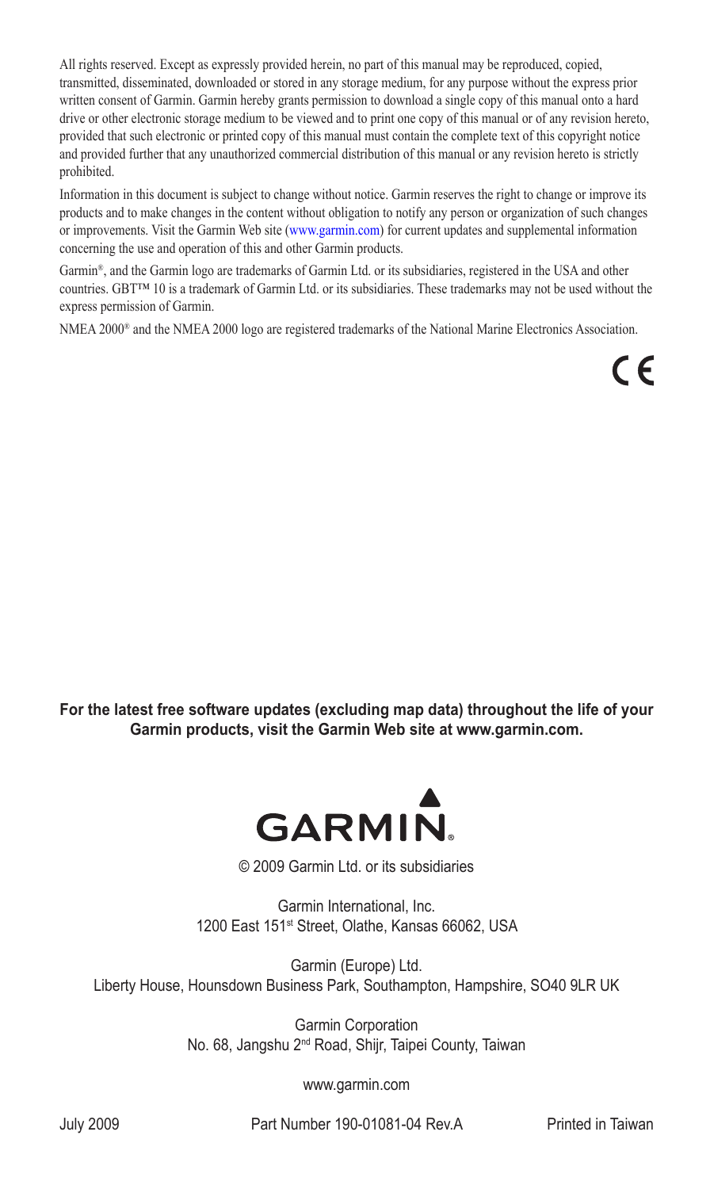All rights reserved. Except as expressly provided herein, no part of this manual may be reproduced, copied, transmitted, disseminated, downloaded or stored in any storage medium, for any purpose without the express prior written consent of Garmin. Garmin hereby grants permission to download a single copy of this manual onto a hard drive or other electronic storage medium to be viewed and to print one copy of this manual or of any revision hereto, provided that such electronic or printed copy of this manual must contain the complete text of this copyright notice and provided further that any unauthorized commercial distribution of this manual or any revision hereto is strictly prohibited.

Information in this document is subject to change without notice. Garmin reserves the right to change or improve its products and to make changes in the content without obligation to notify any person or organization of such changes or improvements. Visit the Garmin Web site (www.garmin.com) for current updates and supplemental information concerning the use and operation of this and other Garmin products.

Garmin®, and the Garmin logo are trademarks of Garmin Ltd. or its subsidiaries, registered in the USA and other countries. GBT™ 10 is a trademark of Garmin Ltd. or its subsidiaries. These trademarks may not be used without the express permission of Garmin.

NMEA 2000® and the NMEA 2000 logo are registered trademarks of the National Marine Electronics Association.

CE

**For the latest free software updates (excluding map data) throughout the life of your Garmin products, visit the Garmin Web site at www.garmin.com.**

GARMIN

© 2009 Garmin Ltd. or its subsidiaries

Garmin International, Inc.
1200 East 151st Street, Olathe, Kansas 66062, USA

Garmin (Europe) Ltd.
Liberty House, Hounsdown Business Park, Southampton, Hampshire, SO40 9LR UK

Garmin Corporation
No. 68, Jangshu 2nd Road, Shijr, Taipei County, Taiwan

www.garmin.com

July 2009 Part Number 190-01081-04 Rev.A Printed in Taiwan